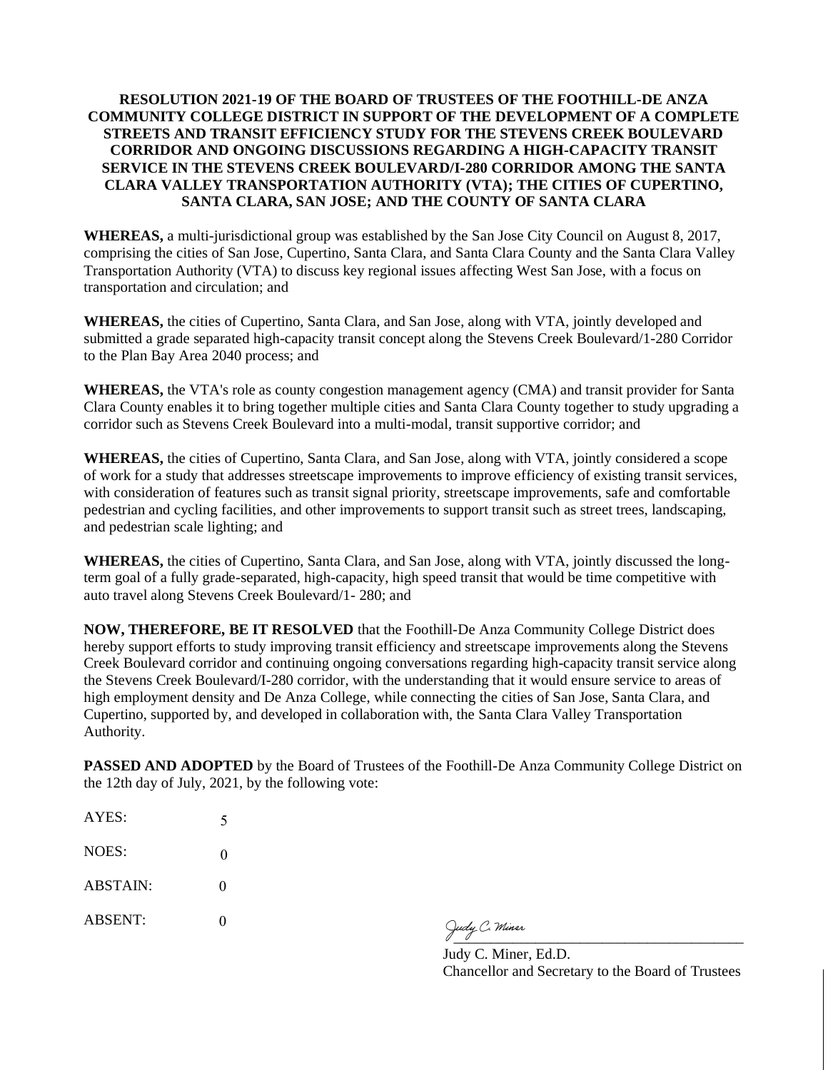**RESOLUTION 2021-19 OF THE BOARD OF TRUSTEES OF THE FOOTHILL-DE ANZA COMMUNITY COLLEGE DISTRICT IN SUPPORT OF THE DEVELOPMENT OF A COMPLETE STREETS AND TRANSIT EFFICIENCY STUDY FOR THE STEVENS CREEK BOULEVARD CORRIDOR AND ONGOING DISCUSSIONS REGARDING A HIGH-CAPACITY TRANSIT SERVICE IN THE STEVENS CREEK BOULEVARD/I-280 CORRIDOR AMONG THE SANTA CLARA VALLEY TRANSPORTATION AUTHORITY (VTA); THE CITIES OF CUPERTINO, SANTA CLARA, SAN JOSE; AND THE COUNTY OF SANTA CLARA**

**WHEREAS,** a multi-jurisdictional group was established by the San Jose City Council on August 8, 2017, comprising the cities of San Jose, Cupertino, Santa Clara, and Santa Clara County and the Santa Clara Valley Transportation Authority (VTA) to discuss key regional issues affecting West San Jose, with a focus on transportation and circulation; and

**WHEREAS,** the cities of Cupertino, Santa Clara, and San Jose, along with VTA, jointly developed and submitted a grade separated high-capacity transit concept along the Stevens Creek Boulevard/1-280 Corridor to the Plan Bay Area 2040 process; and

**WHEREAS,** the VTA's role as county congestion management agency (CMA) and transit provider for Santa Clara County enables it to bring together multiple cities and Santa Clara County together to study upgrading a corridor such as Stevens Creek Boulevard into a multi-modal, transit supportive corridor; and

**WHEREAS,** the cities of Cupertino, Santa Clara, and San Jose, along with VTA, jointly considered a scope of work for a study that addresses streetscape improvements to improve efficiency of existing transit services, with consideration of features such as transit signal priority, streetscape improvements, safe and comfortable pedestrian and cycling facilities, and other improvements to support transit such as street trees, landscaping, and pedestrian scale lighting; and

**WHEREAS,** the cities of Cupertino, Santa Clara, and San Jose, along with VTA, jointly discussed the long-term goal of a fully grade-separated, high-capacity, high speed transit that would be time competitive with auto travel along Stevens Creek Boulevard/1- 280; and

**NOW, THEREFORE, BE IT RESOLVED** that the Foothill-De Anza Community College District does hereby support efforts to study improving transit efficiency and streetscape improvements along the Stevens Creek Boulevard corridor and continuing ongoing conversations regarding high-capacity transit service along the Stevens Creek Boulevard/I-280 corridor, with the understanding that it would ensure service to areas of high employment density and De Anza College, while connecting the cities of San Jose, Santa Clara, and Cupertino, supported by, and developed in collaboration with, the Santa Clara Valley Transportation Authority.

**PASSED AND ADOPTED** by the Board of Trustees of the Foothill-De Anza Community College District on the 12th day of July, 2021, by the following vote:

AYES: 5

NOES: 0

ABSTAIN: 0

ABSENT: 0

Judy C. Miner

Judy C. Miner, Ed.D.
Chancellor and Secretary to the Board of Trustees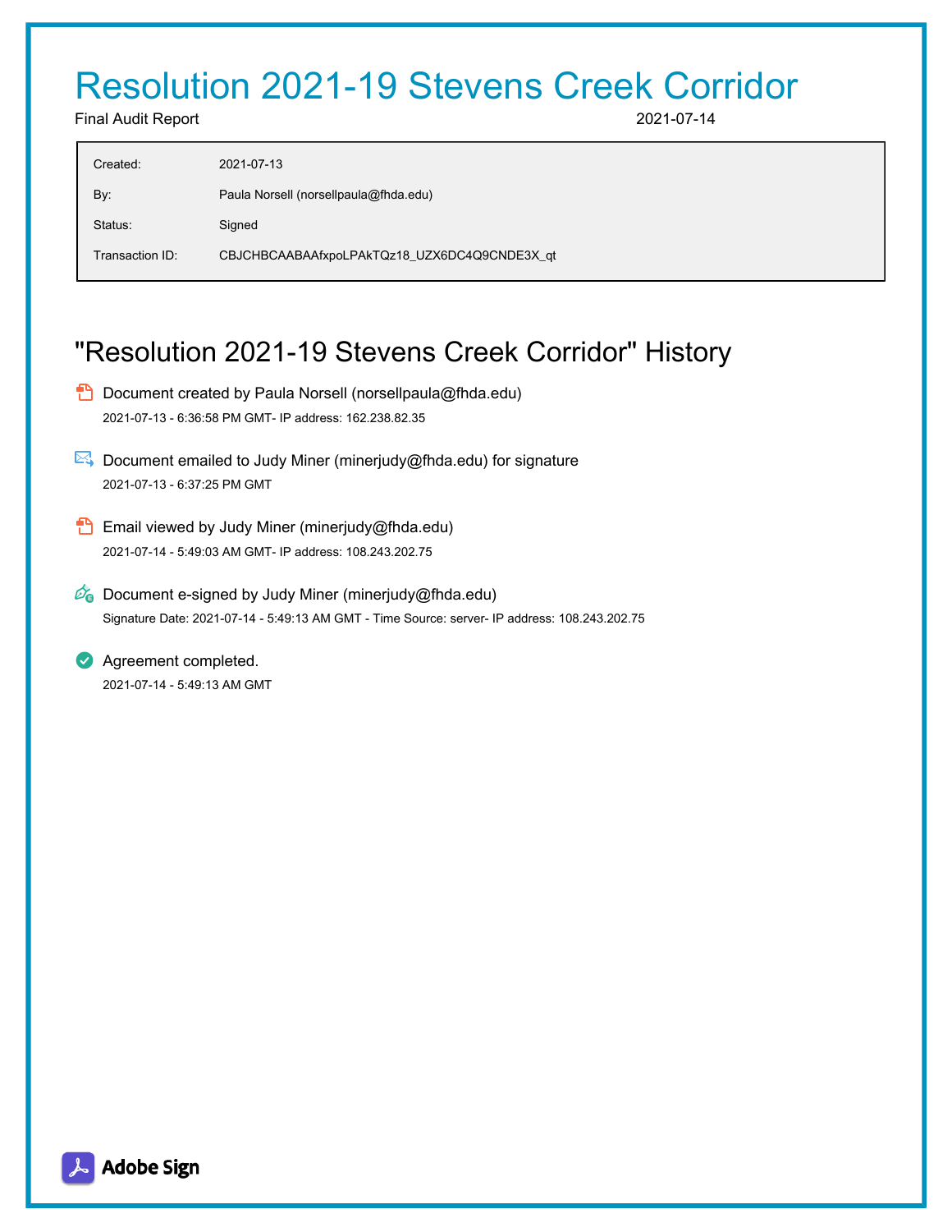# Resolution 2021-19 Stevens Creek Corridor

Final Audit Report 2021-07-14

| | |
|---|---|
| Created: | 2021-07-13 |
| By: | Paula Norsell (norsellpaula@fhda.edu) |
| Status: | Signed |
| Transaction ID: | CBJCHBCAABAAfxpoLPAkTQz18_UZX6DC4Q9CNDE3X_qt |

## "Resolution 2021-19 Stevens Creek Corridor" History

- Document created by Paula Norsell (norsellpaula@fhda.edu)
  2021-07-13 - 6:36:58 PM GMT- IP address: 162.238.82.35

- Document emailed to Judy Miner (minerjudy@fhda.edu) for signature
  2021-07-13 - 6:37:25 PM GMT

- Email viewed by Judy Miner (minerjudy@fhda.edu)
  2021-07-14 - 5:49:03 AM GMT- IP address: 108.243.202.75

- Document e-signed by Judy Miner (minerjudy@fhda.edu)
  Signature Date: 2021-07-14 - 5:49:13 AM GMT - Time Source: server- IP address: 108.243.202.75

- Agreement completed.
  2021-07-14 - 5:49:13 AM GMT

Adobe Sign